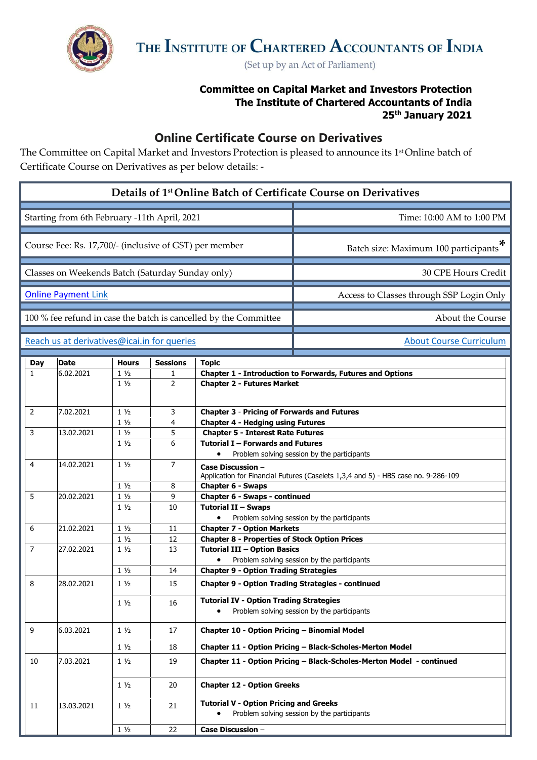# THE INSTITUTE OF CHARTERED ACCOUNTANTS OF INDIA

(Set up by an Act of Parliament)

**Committee on Capital Market and Investors Protection**
**The Institute of Chartered Accountants of India**
**25th January 2021**

## Online Certificate Course on Derivatives

The Committee on Capital Market and Investors Protection is pleased to announce its 1st Online batch of Certificate Course on Derivatives as per below details: -

| Details of 1st Online Batch of Certificate Course on Derivatives | |
|---|---|
| Starting from 6th February -11th April, 2021 | Time: 10:00 AM to 1:00 PM |
| Course Fee: Rs. 17,700/- (inclusive of GST) per member | Batch size: Maximum 100 participants* |
| Classes on Weekends Batch (Saturday Sunday only) | 30 CPE Hours Credit |
| Online Payment Link | Access to Classes through SSP Login Only |
| 100 % fee refund in case the batch is cancelled by the Committee | About the Course |
| Reach us at derivatives@icai.in for queries | About Course Curriculum |

| Day | Date | Hours | Sessions | Topic |
|---|---|---|---|---|
| 1 | 6.02.2021 | 1 ½ | 1 | **Chapter 1 - Introduction to Forwards, Futures and Options** |
| | | 1 ½ | 2 | **Chapter 2 - Futures Market** |
| 2 | 7.02.2021 | 1 ½ | 3 | **Chapter 3 - Pricing of Forwards and Futures** |
| | | 1 ½ | 4 | **Chapter 4 - Hedging using Futures** |
| 3 | 13.02.2021 | 1 ½ | 5 | **Chapter 5 - Interest Rate Futures** |
| | | 1 ½ | 6 | **Tutorial I – Forwards and Futures** <br> • Problem solving session by the participants |
| 4 | 14.02.2021 | 1 ½ | 7 | **Case Discussion** – <br> Application for Financial Futures (Caselets 1,3,4 and 5) - HBS case no. 9-286-109 |
| | | 1 ½ | 8 | **Chapter 6 - Swaps** |
| 5 | 20.02.2021 | 1 ½ | 9 | **Chapter 6 - Swaps - continued** |
| | | 1 ½ | 10 | **Tutorial II – Swaps** <br> • Problem solving session by the participants |
| 6 | 21.02.2021 | 1 ½ | 11 | **Chapter 7 - Option Markets** |
| | | 1 ½ | 12 | **Chapter 8 - Properties of Stock Option Prices** |
| 7 | 27.02.2021 | 1 ½ | 13 | **Tutorial III – Option Basics** <br> • Problem solving session by the participants |
| | | 1 ½ | 14 | **Chapter 9 - Option Trading Strategies** |
| 8 | 28.02.2021 | 1 ½ | 15 | **Chapter 9 - Option Trading Strategies - continued** |
| | | 1 ½ | 16 | **Tutorial IV - Option Trading Strategies** <br> • Problem solving session by the participants |
| 9 | 6.03.2021 | 1 ½ | 17 | **Chapter 10 - Option Pricing – Binomial Model** |
| | | 1 ½ | 18 | **Chapter 11 - Option Pricing – Black-Scholes-Merton Model** |
| 10 | 7.03.2021 | 1 ½ | 19 | **Chapter 11 - Option Pricing – Black-Scholes-Merton Model - continued** |
| | | 1 ½ | 20 | **Chapter 12 - Option Greeks** |
| 11 | 13.03.2021 | 1 ½ | 21 | **Tutorial V - Option Pricing and Greeks** <br> • Problem solving session by the participants |
| | | 1 ½ | 22 | **Case Discussion** – |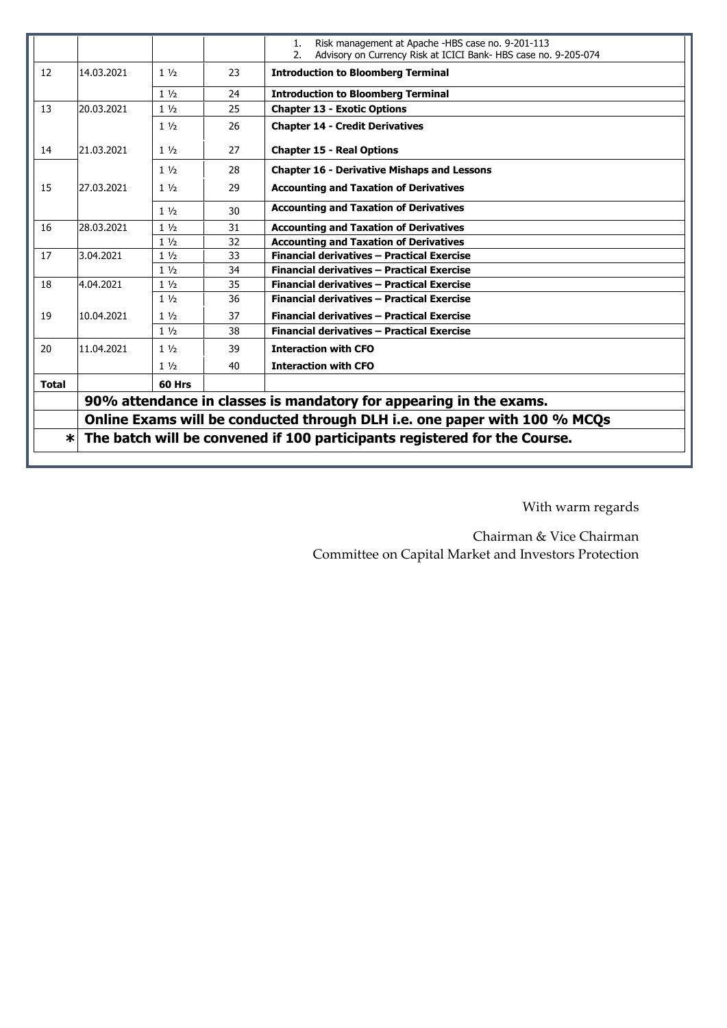| | | | | |
|---|---|---|---|---|
| | | | | 1. Risk management at Apache -HBS case no. 9-201-113<br>2. Advisory on Currency Risk at ICICI Bank- HBS case no. 9-205-074 |
| 12 | 14.03.2021 | 1 ½ | 23 | **Introduction to Bloomberg Terminal** |
| | | 1 ½ | 24 | **Introduction to Bloomberg Terminal** |
| 13 | 20.03.2021 | 1 ½ | 25 | **Chapter 13 - Exotic Options** |
| | | 1 ½ | 26 | **Chapter 14 - Credit Derivatives** |
| 14 | 21.03.2021 | 1 ½ | 27 | **Chapter 15 - Real Options** |
| | | 1 ½ | 28 | **Chapter 16 - Derivative Mishaps and Lessons** |
| 15 | 27.03.2021 | 1 ½ | 29 | **Accounting and Taxation of Derivatives** |
| | | 1 ½ | 30 | **Accounting and Taxation of Derivatives** |
| 16 | 28.03.2021 | 1 ½ | 31 | **Accounting and Taxation of Derivatives** |
| | | 1 ½ | 32 | **Accounting and Taxation of Derivatives** |
| 17 | 3.04.2021 | 1 ½ | 33 | **Financial derivatives – Practical Exercise** |
| | | 1 ½ | 34 | **Financial derivatives – Practical Exercise** |
| 18 | 4.04.2021 | 1 ½ | 35 | **Financial derivatives – Practical Exercise** |
| | | 1 ½ | 36 | **Financial derivatives – Practical Exercise** |
| 19 | 10.04.2021 | 1 ½ | 37 | **Financial derivatives – Practical Exercise** |
| | | 1 ½ | 38 | **Financial derivatives – Practical Exercise** |
| 20 | 11.04.2021 | 1 ½ | 39 | **Interaction with CFO** |
| | | 1 ½ | 40 | **Interaction with CFO** |
| **Total** | | **60 Hrs** | | |
| | **90% attendance in classes is mandatory for appearing in the exams.** | | | |
| | **Online Exams will be conducted through DLH i.e. one paper with 100 % MCQs** | | | |
| * | **The batch will be convened if 100 participants registered for the Course.** | | | |

With warm regards

Chairman & Vice Chairman
Committee on Capital Market and Investors Protection